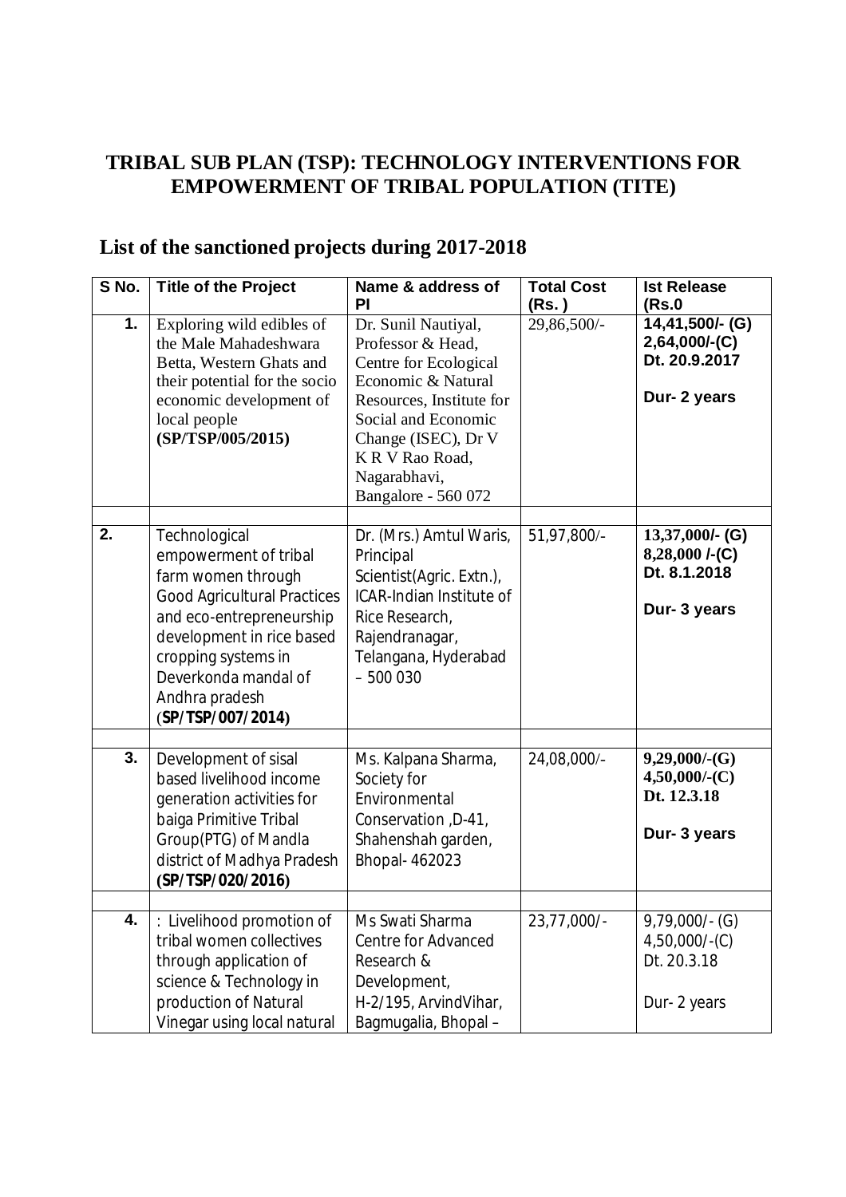# TRIBAL SUB PLAN (TSP): TECHNOLOGY INTERVENTIONS FOR EMPOWERMENT OF TRIBAL POPULATION (TITE)

## List of the sanctioned projects during 2017-2018

| S No. | Title of the Project | Name & address of PI | Total Cost (Rs. ) | Ist Release (Rs.0 |
|---|---|---|---|---|
| 1. | Exploring wild edibles of the Male Mahadeshwara Betta, Western Ghats and their potential for the socio economic development of local people **(SP/TSP/005/2015)** | Dr. Sunil Nautiyal, Professor & Head, Centre for Ecological Economic & Natural Resources, Institute for Social and Economic Change (ISEC), Dr V K R V Rao Road, Nagarabhavi, Bangalore - 560 072 | 29,86,500/- | **14,41,500/- (G) 2,64,000/-(C) Dt. 20.9.2017 Dur- 2 years** |
| | | | | |
| 2. | Technological empowerment of tribal farm women through Good Agricultural Practices and eco-entrepreneurship development in rice based cropping systems in Deverkonda mandal of Andhra pradesh (**SP/TSP/007/2014)** | Dr. (Mrs.) Amtul Waris, Principal Scientist(Agric. Extn.), ICAR-Indian Institute of Rice Research, Rajendranagar, Telangana, Hyderabad – 500 030 | 51,97,800/- | **13,37,000/- (G) 8,28,000 /-(C) Dt. 8.1.2018 Dur- 3 years** |
| | | | | |
| 3. | Development of sisal based livelihood income generation activities for baiga Primitive Tribal Group(PTG) of Mandla district of Madhya Pradesh **(SP/TSP/020/2016)** | Ms. Kalpana Sharma, Society for Environmental Conservation ,D-41, Shahenshah garden, Bhopal- 462023 | 24,08,000/- | **9,29,000/-(G) 4,50,000/-(C) Dt. 12.3.18 Dur- 3 years** |
| | | | | |
| 4. | : Livelihood promotion of tribal women collectives through application of science & Technology in production of Natural Vinegar using local natural | Ms Swati Sharma Centre for Advanced Research & Development, H-2/195, ArvindVihar, Bagmugalia, Bhopal – | 23,77,000/- | 9,79,000/- (G) 4,50,000/-(C) Dt. 20.3.18 Dur- 2 years |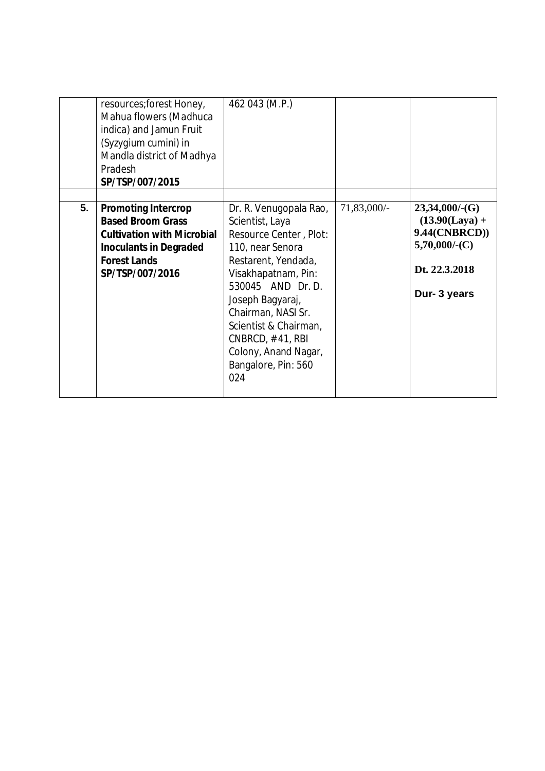| | | | | |
|---|---|---|---|---|
| | resources;forest Honey, Mahua flowers (Madhuca indica) and Jamun Fruit (Syzygium cumini) in Mandla district of Madhya Pradesh **SP/TSP/007/2015** | 462 043 (M.P.) | | |
| | | | | |
| **5.** | **Promoting Intercrop Based Broom Grass Cultivation with Microbial Inoculants in Degraded Forest Lands SP/TSP/007/2016** | Dr. R. Venugopala Rao, Scientist, Laya Resource Center , Plot: 110, near Senora Restarent, Yendada, Visakhapatnam, Pin: 530045 AND Dr. D. Joseph Bagyaraj, Chairman, NASI Sr. Scientist & Chairman, CNBRCD, #41, RBI Colony, Anand Nagar, Bangalore, Pin: 560 024 | 71,83,000/- | **23,34,000/-(G) (13.90(Laya) + 9.44(CNBRCD)) 5,70,000/-(C)** **Dt. 22.3.2018** **Dur- 3 years** |